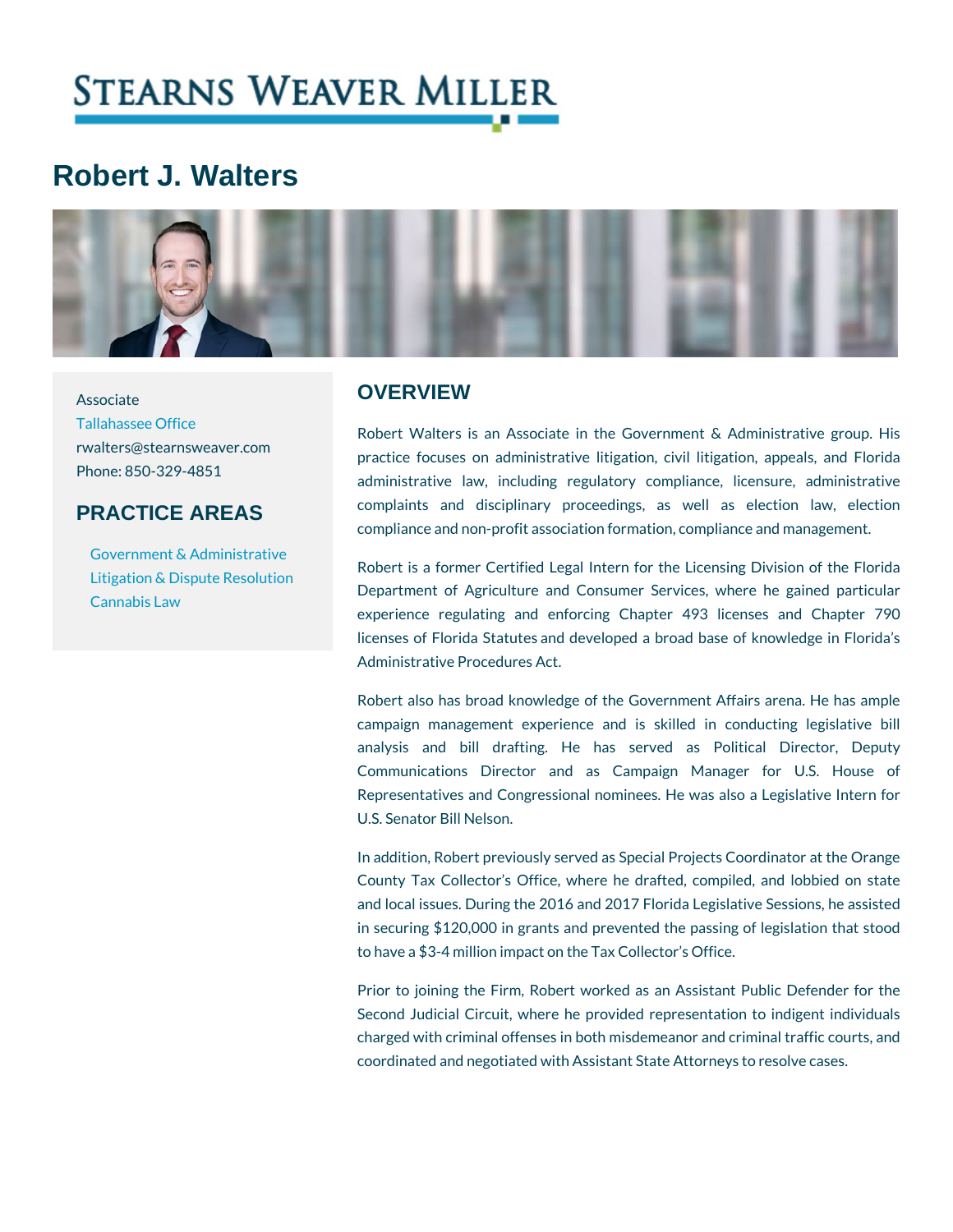# Robert J. Walters

Associate
Tallahassee Office
rwalters@stearnsweaver.com
Phone: 850-329-4851

## PRACTICE AREAS

- Government & Administrative
- Litigation & Dispute Resolution
- Cannabis Law

## OVERVIEW

Robert Walters is an Associate in the Government & Administrative group. His practice focuses on administrative litigation, civil litigation, appeals, and Florida administrative law, including regulatory compliance, licensure, administrative complaints and disciplinary proceedings, as well as election law, election compliance and non-profit association formation, compliance and management.

Robert is a former Certified Legal Intern for the Licensing Division of the Florida Department of Agriculture and Consumer Services, where he gained particular experience regulating and enforcing Chapter 493 licenses and Chapter 790 licenses of Florida Statutes and developed a broad base of knowledge in Florida's Administrative Procedures Act.

Robert also has broad knowledge of the Government Affairs arena. He has ample campaign management experience and is skilled in conducting legislative bill analysis and bill drafting. He has served as Political Director, Deputy Communications Director and as Campaign Manager for U.S. House of Representatives and Congressional nominees. He was also a Legislative Intern for U.S. Senator Bill Nelson.

In addition, Robert previously served as Special Projects Coordinator at the Orange County Tax Collector's Office, where he drafted, compiled, and lobbied on state and local issues. During the 2016 and 2017 Florida Legislative Sessions, he assisted in securing $120,000 in grants and prevented the passing of legislation that stood to have a $3-4 million impact on the Tax Collector's Office.

Prior to joining the Firm, Robert worked as an Assistant Public Defender for the Second Judicial Circuit, where he provided representation to indigent individuals charged with criminal offenses in both misdemeanor and criminal traffic courts, and coordinated and negotiated with Assistant State Attorneys to resolve cases.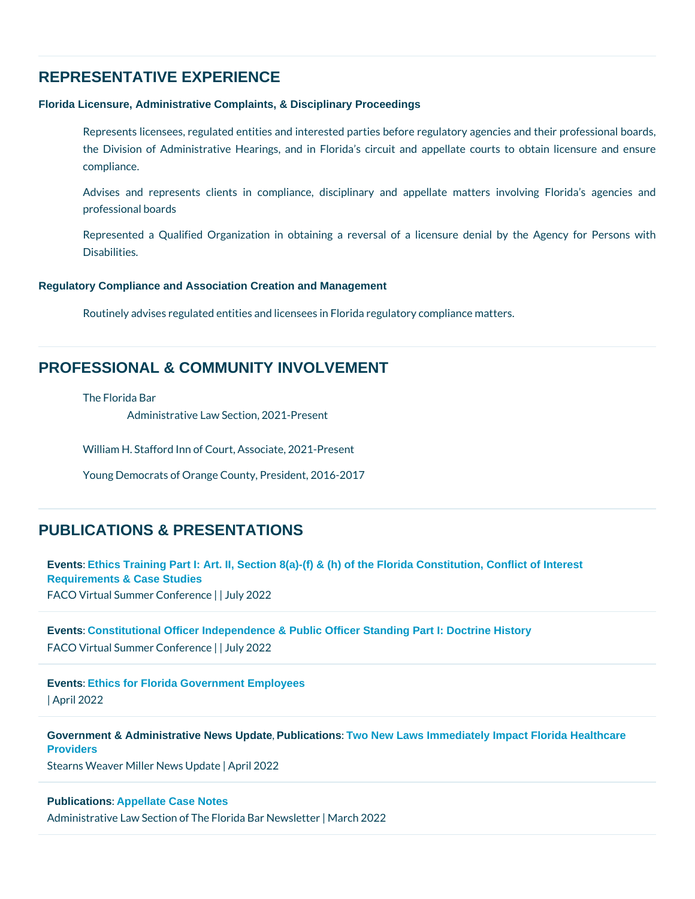## REPRESENTATIVE EXPERIENCE

### Florida Licensure, Administrative Complaints, & Disciplinary Proceedings

Represents licensees, regulated entities and interested parties before regulatory agencies and their professional boards, the Division of Administrative Hearings, and in Florida's circuit and appellate courts to obtain licensure and ensure compliance.

Advises and represents clients in compliance, disciplinary and appellate matters involving Florida's agencies and professional boards

Represented a Qualified Organization in obtaining a reversal of a licensure denial by the Agency for Persons with Disabilities.

### Regulatory Compliance and Association Creation and Management

Routinely advises regulated entities and licensees in Florida regulatory compliance matters.

## PROFESSIONAL & COMMUNITY INVOLVEMENT

The Florida Bar
- Administrative Law Section, 2021-Present

William H. Stafford Inn of Court, Associate, 2021-Present

Young Democrats of Orange County, President, 2016-2017

## PUBLICATIONS & PRESENTATIONS

**Events**: **Ethics Training Part I: Art. II, Section 8(a)-(f) & (h) of the Florida Constitution, Conflict of Interest Requirements & Case Studies**
FACO Virtual Summer Conference | | July 2022

**Events**: **Constitutional Officer Independence & Public Officer Standing Part I: Doctrine History**
FACO Virtual Summer Conference | | July 2022

**Events**: **Ethics for Florida Government Employees**
| April 2022

**Government & Administrative News Update**, **Publications**: **Two New Laws Immediately Impact Florida Healthcare Providers**
Stearns Weaver Miller News Update | April 2022

**Publications**: **Appellate Case Notes**
Administrative Law Section of The Florida Bar Newsletter | March 2022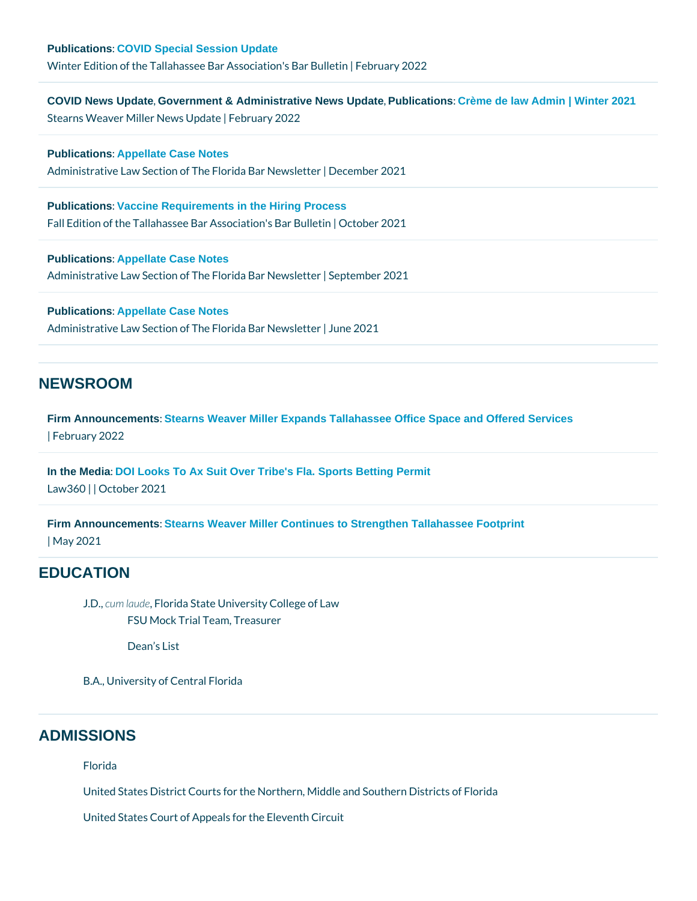**Publications**: **COVID Special Session Update**
Winter Edition of the Tallahassee Bar Association's Bar Bulletin | February 2022

---

**COVID News Update**, **Government & Administrative News Update**, **Publications**: **Crème de law Admin | Winter 2021**
Stearns Weaver Miller News Update | February 2022

---

**Publications**: **Appellate Case Notes**
Administrative Law Section of The Florida Bar Newsletter | December 2021

---

**Publications**: **Vaccine Requirements in the Hiring Process**
Fall Edition of the Tallahassee Bar Association's Bar Bulletin | October 2021

---

**Publications**: **Appellate Case Notes**
Administrative Law Section of The Florida Bar Newsletter | September 2021

---

**Publications**: **Appellate Case Notes**
Administrative Law Section of The Florida Bar Newsletter | June 2021

---

## NEWSROOM

**Firm Announcements**: **Stearns Weaver Miller Expands Tallahassee Office Space and Offered Services**
| February 2022

---

**In the Media**: **DOI Looks To Ax Suit Over Tribe's Fla. Sports Betting Permit**
Law360 | | October 2021

---

**Firm Announcements**: **Stearns Weaver Miller Continues to Strengthen Tallahassee Footprint**
| May 2021

## EDUCATION

J.D., *cum laude*, Florida State University College of Law

- FSU Mock Trial Team, Treasurer
- Dean's List

B.A., University of Central Florida

## ADMISSIONS

Florida

United States District Courts for the Northern, Middle and Southern Districts of Florida

United States Court of Appeals for the Eleventh Circuit